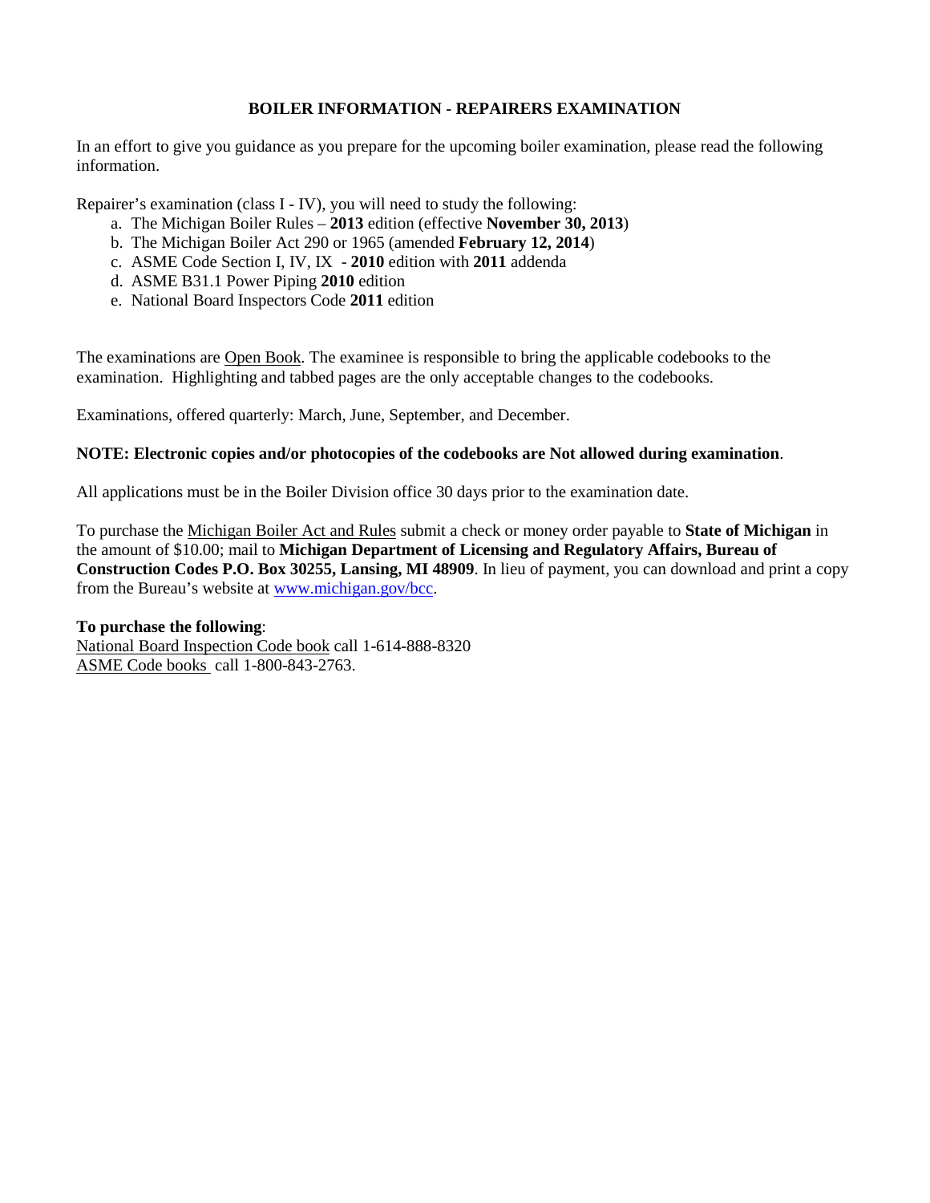## BOILER INFORMATION - REPAIRERS EXAMINATION

In an effort to give you guidance as you prepare for the upcoming boiler examination, please read the following information.

Repairer's examination (class I - IV), you will need to study the following:

a. The Michigan Boiler Rules – **2013** edition (effective **November 30, 2013**)
b. The Michigan Boiler Act 290 or 1965 (amended **February 12, 2014**)
c. ASME Code Section I, IV, IX - **2010** edition with **2011** addenda
d. ASME B31.1 Power Piping **2010** edition
e. National Board Inspectors Code **2011** edition

The examinations are Open Book. The examinee is responsible to bring the applicable codebooks to the examination. Highlighting and tabbed pages are the only acceptable changes to the codebooks.

Examinations, offered quarterly: March, June, September, and December.

**NOTE: Electronic copies and/or photocopies of the codebooks are Not allowed during examination**.

All applications must be in the Boiler Division office 30 days prior to the examination date.

To purchase the Michigan Boiler Act and Rules submit a check or money order payable to **State of Michigan** in the amount of $10.00; mail to **Michigan Department of Licensing and Regulatory Affairs, Bureau of Construction Codes P.O. Box 30255, Lansing, MI 48909**. In lieu of payment, you can download and print a copy from the Bureau's website at www.michigan.gov/bcc.

**To purchase the following**:
National Board Inspection Code book call 1-614-888-8320
ASME Code books call 1-800-843-2763.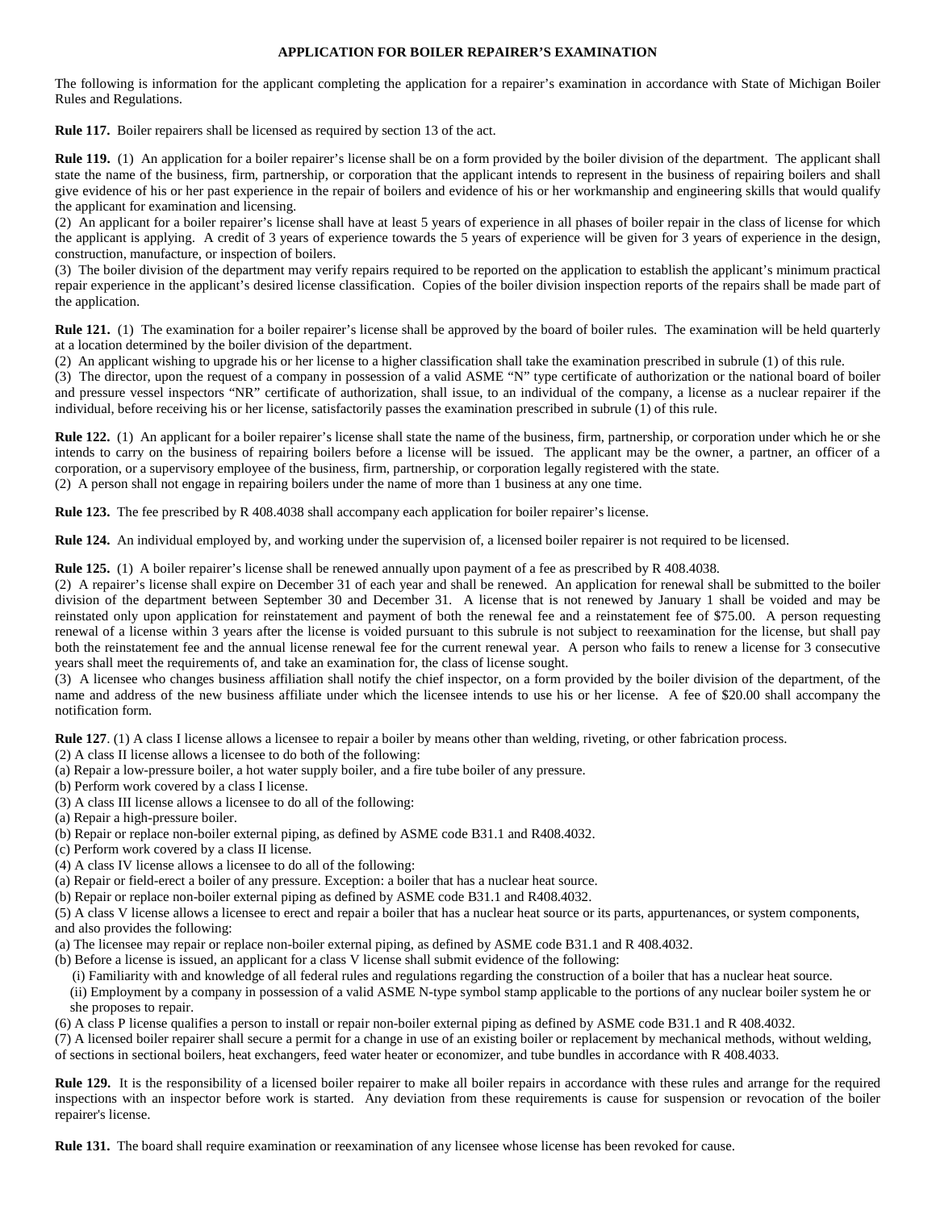# APPLICATION FOR BOILER REPAIRER'S EXAMINATION

The following is information for the applicant completing the application for a repairer's examination in accordance with State of Michigan Boiler Rules and Regulations.

**Rule 117.** Boiler repairers shall be licensed as required by section 13 of the act.

**Rule 119.** (1) An application for a boiler repairer's license shall be on a form provided by the boiler division of the department. The applicant shall state the name of the business, firm, partnership, or corporation that the applicant intends to represent in the business of repairing boilers and shall give evidence of his or her past experience in the repair of boilers and evidence of his or her workmanship and engineering skills that would qualify the applicant for examination and licensing.

(2) An applicant for a boiler repairer's license shall have at least 5 years of experience in all phases of boiler repair in the class of license for which the applicant is applying. A credit of 3 years of experience towards the 5 years of experience will be given for 3 years of experience in the design, construction, manufacture, or inspection of boilers.

(3) The boiler division of the department may verify repairs required to be reported on the application to establish the applicant's minimum practical repair experience in the applicant's desired license classification. Copies of the boiler division inspection reports of the repairs shall be made part of the application.

**Rule 121.** (1) The examination for a boiler repairer's license shall be approved by the board of boiler rules. The examination will be held quarterly at a location determined by the boiler division of the department.

(2) An applicant wishing to upgrade his or her license to a higher classification shall take the examination prescribed in subrule (1) of this rule.

(3) The director, upon the request of a company in possession of a valid ASME "N" type certificate of authorization or the national board of boiler and pressure vessel inspectors "NR" certificate of authorization, shall issue, to an individual of the company, a license as a nuclear repairer if the individual, before receiving his or her license, satisfactorily passes the examination prescribed in subrule (1) of this rule.

**Rule 122.** (1) An applicant for a boiler repairer's license shall state the name of the business, firm, partnership, or corporation under which he or she intends to carry on the business of repairing boilers before a license will be issued. The applicant may be the owner, a partner, an officer of a corporation, or a supervisory employee of the business, firm, partnership, or corporation legally registered with the state.

(2) A person shall not engage in repairing boilers under the name of more than 1 business at any one time.

**Rule 123.** The fee prescribed by R 408.4038 shall accompany each application for boiler repairer's license.

**Rule 124.** An individual employed by, and working under the supervision of, a licensed boiler repairer is not required to be licensed.

**Rule 125.** (1) A boiler repairer's license shall be renewed annually upon payment of a fee as prescribed by R 408.4038.

(2) A repairer's license shall expire on December 31 of each year and shall be renewed. An application for renewal shall be submitted to the boiler division of the department between September 30 and December 31. A license that is not renewed by January 1 shall be voided and may be reinstated only upon application for reinstatement and payment of both the renewal fee and a reinstatement fee of $75.00. A person requesting renewal of a license within 3 years after the license is voided pursuant to this subrule is not subject to reexamination for the license, but shall pay both the reinstatement fee and the annual license renewal fee for the current renewal year. A person who fails to renew a license for 3 consecutive years shall meet the requirements of, and take an examination for, the class of license sought.

(3) A licensee who changes business affiliation shall notify the chief inspector, on a form provided by the boiler division of the department, of the name and address of the new business affiliate under which the licensee intends to use his or her license. A fee of $20.00 shall accompany the notification form.

**Rule 127**. (1) A class I license allows a licensee to repair a boiler by means other than welding, riveting, or other fabrication process.

(2) A class II license allows a licensee to do both of the following:
(a) Repair a low-pressure boiler, a hot water supply boiler, and a fire tube boiler of any pressure.
(b) Perform work covered by a class I license.

(3) A class III license allows a licensee to do all of the following:
(a) Repair a high-pressure boiler.
(b) Repair or replace non-boiler external piping, as defined by ASME code B31.1 and R408.4032.
(c) Perform work covered by a class II license.

(4) A class IV license allows a licensee to do all of the following:
(a) Repair or field-erect a boiler of any pressure. Exception: a boiler that has a nuclear heat source.
(b) Repair or replace non-boiler external piping as defined by ASME code B31.1 and R408.4032.

(5) A class V license allows a licensee to erect and repair a boiler that has a nuclear heat source or its parts, appurtenances, or system components, and also provides the following:
(a) The licensee may repair or replace non-boiler external piping, as defined by ASME code B31.1 and R 408.4032.
(b) Before a license is issued, an applicant for a class V license shall submit evidence of the following:
 (i) Familiarity with and knowledge of all federal rules and regulations regarding the construction of a boiler that has a nuclear heat source.
 (ii) Employment by a company in possession of a valid ASME N-type symbol stamp applicable to the portions of any nuclear boiler system he or she proposes to repair.

(6) A class P license qualifies a person to install or repair non-boiler external piping as defined by ASME code B31.1 and R 408.4032.

(7) A licensed boiler repairer shall secure a permit for a change in use of an existing boiler or replacement by mechanical methods, without welding, of sections in sectional boilers, heat exchangers, feed water heater or economizer, and tube bundles in accordance with R 408.4033.

**Rule 129.** It is the responsibility of a licensed boiler repairer to make all boiler repairs in accordance with these rules and arrange for the required inspections with an inspector before work is started. Any deviation from these requirements is cause for suspension or revocation of the boiler repairer's license.

**Rule 131.** The board shall require examination or reexamination of any licensee whose license has been revoked for cause.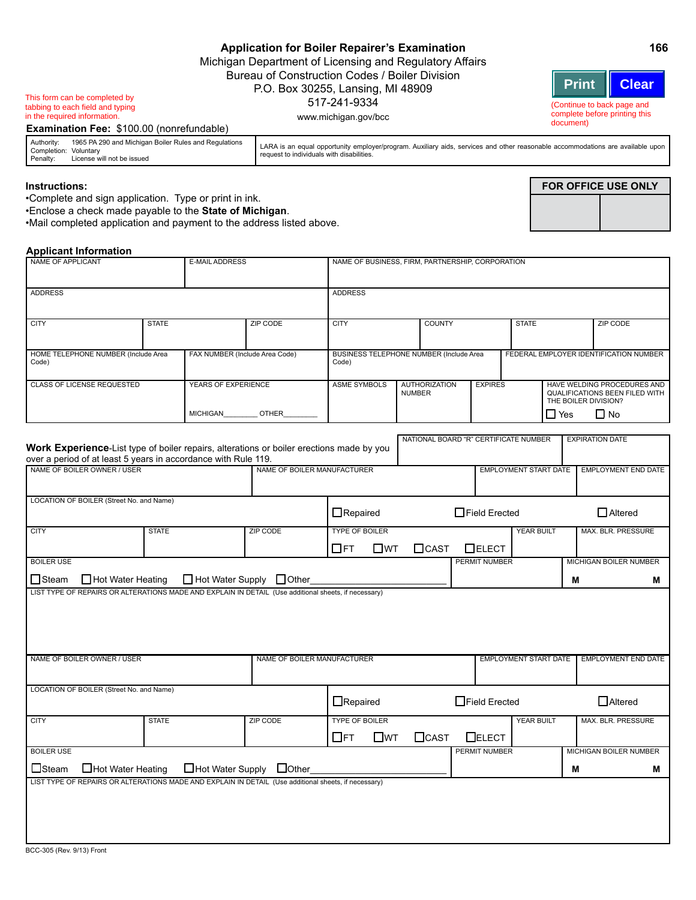# Application for Boiler Repairer's Examination

166

Michigan Department of Licensing and Regulatory Affairs
Bureau of Construction Codes / Boiler Division
P.O. Box 30255, Lansing, MI 48909
517-241-9334
www.michigan.gov/bcc

This form can be completed by tabbing to each field and typing in the required information.

Print | Clear

(Continue to back page and complete before printing this document)

**Examination Fee:** $100.00 (nonrefundable)

| Authority: 1965 PA 290 and Michigan Boiler Rules and Regulations<br>Completion: Voluntary<br>Penalty: License will not be issued | LARA is an equal opportunity employer/program. Auxiliary aids, services and other reasonable accommodations are available upon request to individuals with disabilities. |
|---|---|

**Instructions:**
- Complete and sign application. Type or print in ink.
- Enclose a check made payable to the **State of Michigan**.
- Mail completed application and payment to the address listed above.

| FOR OFFICE USE ONLY | |
|---|---|
| | |

## Applicant Information

| NAME OF APPLICANT | E-MAIL ADDRESS | NAME OF BUSINESS, FIRM, PARTNERSHIP, CORPORATION |
|---|---|---|
| | | |

| ADDRESS | ADDRESS |
|---|---|
| | |

| CITY | STATE | ZIP CODE | CITY | COUNTY | STATE | ZIP CODE |
|---|---|---|---|---|---|---|
| | | | | | | |

| HOME TELEPHONE NUMBER (Include Area Code) | FAX NUMBER (Include Area Code) | BUSINESS TELEPHONE NUMBER (Include Area Code) | FEDERAL EMPLOYER IDENTIFICATION NUMBER |
|---|---|---|---|
| | | | |

| CLASS OF LICENSE REQUESTED | YEARS OF EXPERIENCE | ASME SYMBOLS | AUTHORIZATION NUMBER | EXPIRES | HAVE WELDING PROCEDURES AND QUALIFICATIONS BEEN FILED WITH THE BOILER DIVISION? |
|---|---|---|---|---|---|
| | MICHIGAN________ OTHER________ | | | | ☐ Yes ☐ No |

**Work Experience**-List type of boiler repairs, alterations or boiler erections made by you over a period of at least 5 years in accordance with Rule 119.

| NATIONAL BOARD "R" CERTIFICATE NUMBER | EXPIRATION DATE |
|---|---|
| | |

| NAME OF BOILER OWNER / USER | NAME OF BOILER MANUFACTURER | EMPLOYMENT START DATE | EMPLOYMENT END DATE |
|---|---|---|---|
| | | | |

| LOCATION OF BOILER (Street No. and Name) | |
|---|---|
| | ☐Repaired ☐Field Erected ☐Altered |

| CITY | STATE | ZIP CODE | TYPE OF BOILER | YEAR BUILT | MAX. BLR. PRESSURE |
|---|---|---|---|---|---|
| | | | ☐FT ☐WT ☐CAST ☐ELECT | | |

| BOILER USE | PERMIT NUMBER | MICHIGAN BOILER NUMBER |
|---|---|---|
| ☐Steam ☐Hot Water Heating ☐Hot Water Supply ☐Other________ | | M M |

LIST TYPE OF REPAIRS OR ALTERATIONS MADE AND EXPLAIN IN DETAIL (Use additional sheets, if necessary)

| NAME OF BOILER OWNER / USER | NAME OF BOILER MANUFACTURER | EMPLOYMENT START DATE | EMPLOYMENT END DATE |
|---|---|---|---|
| | | | |

| LOCATION OF BOILER (Street No. and Name) | |
|---|---|
| | ☐Repaired ☐Field Erected ☐Altered |

| CITY | STATE | ZIP CODE | TYPE OF BOILER | YEAR BUILT | MAX. BLR. PRESSURE |
|---|---|---|---|---|---|
| | | | ☐FT ☐WT ☐CAST ☐ELECT | | |

| BOILER USE | PERMIT NUMBER | MICHIGAN BOILER NUMBER |
|---|---|---|
| ☐Steam ☐Hot Water Heating ☐Hot Water Supply ☐Other________ | | M M |

LIST TYPE OF REPAIRS OR ALTERATIONS MADE AND EXPLAIN IN DETAIL (Use additional sheets, if necessary)

BCC-305 (Rev. 9/13) Front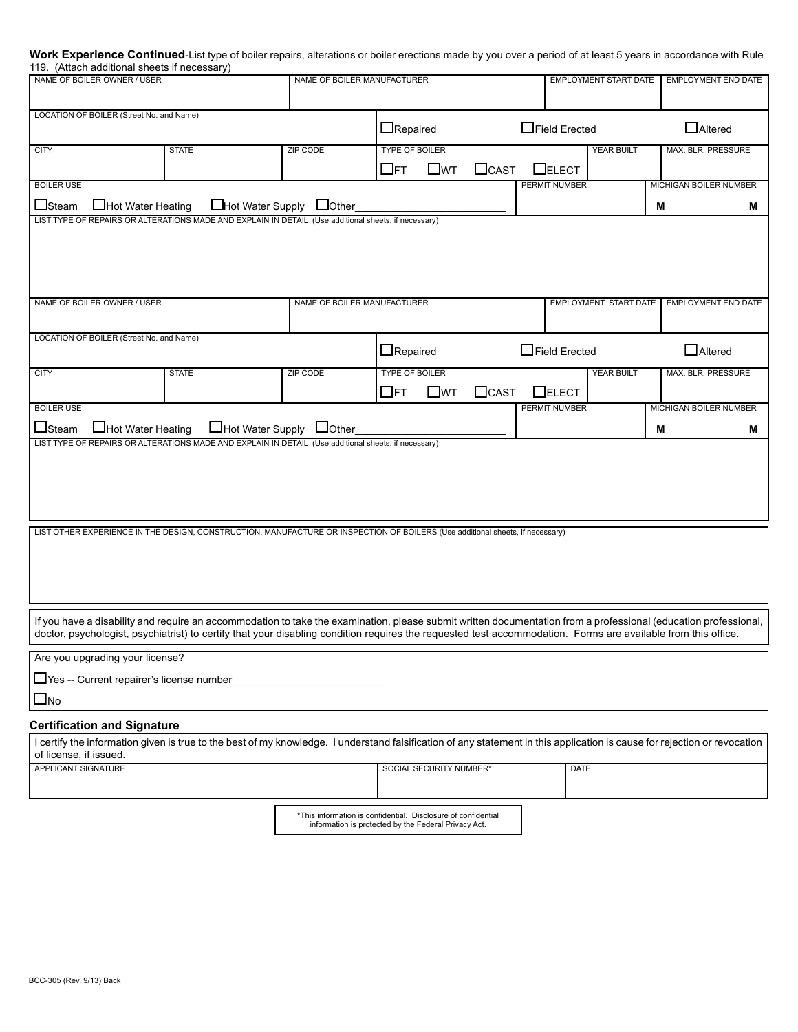**Work Experience Continued**-List type of boiler repairs, alterations or boiler erections made by you over a period of at least 5 years in accordance with Rule 119. (Attach additional sheets if necessary)

| NAME OF BOILER OWNER / USER | | | NAME OF BOILER MANUFACTURER | | EMPLOYMENT START DATE | EMPLOYMENT END DATE |
|---|---|---|---|---|---|---|
| LOCATION OF BOILER (Street No. and Name) | | | ☐Repaired | ☐Field Erected | | ☐Altered |
| CITY | STATE | ZIP CODE | TYPE OF BOILER ☐FT ☐WT ☐CAST ☐ELECT | | YEAR BUILT | MAX. BLR. PRESSURE |
| BOILER USE ☐Steam ☐Hot Water Heating ☐Hot Water Supply ☐Other\_\_\_\_\_\_\_\_\_\_ | | | | PERMIT NUMBER | | MICHIGAN BOILER NUMBER M M |
| LIST TYPE OF REPAIRS OR ALTERATIONS MADE AND EXPLAIN IN DETAIL (Use additional sheets, if necessary) | | | | | | |

| NAME OF BOILER OWNER / USER | | | NAME OF BOILER MANUFACTURER | | EMPLOYMENT START DATE | EMPLOYMENT END DATE |
|---|---|---|---|---|---|---|
| LOCATION OF BOILER (Street No. and Name) | | | ☐Repaired | ☐Field Erected | | ☐Altered |
| CITY | STATE | ZIP CODE | TYPE OF BOILER ☐FT ☐WT ☐CAST ☐ELECT | | YEAR BUILT | MAX. BLR. PRESSURE |
| BOILER USE ☐Steam ☐Hot Water Heating ☐Hot Water Supply ☐Other\_\_\_\_\_\_\_\_\_\_ | | | | PERMIT NUMBER | | MICHIGAN BOILER NUMBER M M |
| LIST TYPE OF REPAIRS OR ALTERATIONS MADE AND EXPLAIN IN DETAIL (Use additional sheets, if necessary) | | | | | | |

LIST OTHER EXPERIENCE IN THE DESIGN, CONSTRUCTION, MANUFACTURE OR INSPECTION OF BOILERS (Use additional sheets, if necessary)

If you have a disability and require an accommodation to take the examination, please submit written documentation from a professional (education professional, doctor, psychologist, psychiatrist) to certify that your disabling condition requires the requested test accommodation. Forms are available from this office.

Are you upgrading your license?

☐Yes -- Current repairer's license number\_\_\_\_\_\_\_\_\_\_\_\_\_\_\_\_\_\_\_\_

☐No

## Certification and Signature

I certify the information given is true to the best of my knowledge. I understand falsification of any statement in this application is cause for rejection or revocation of license, if issued.

| APPLICANT SIGNATURE | SOCIAL SECURITY NUMBER* | DATE |
|---|---|---|
| | | |

*This information is confidential. Disclosure of confidential information is protected by the Federal Privacy Act.

BCC-305 (Rev. 9/13) Back